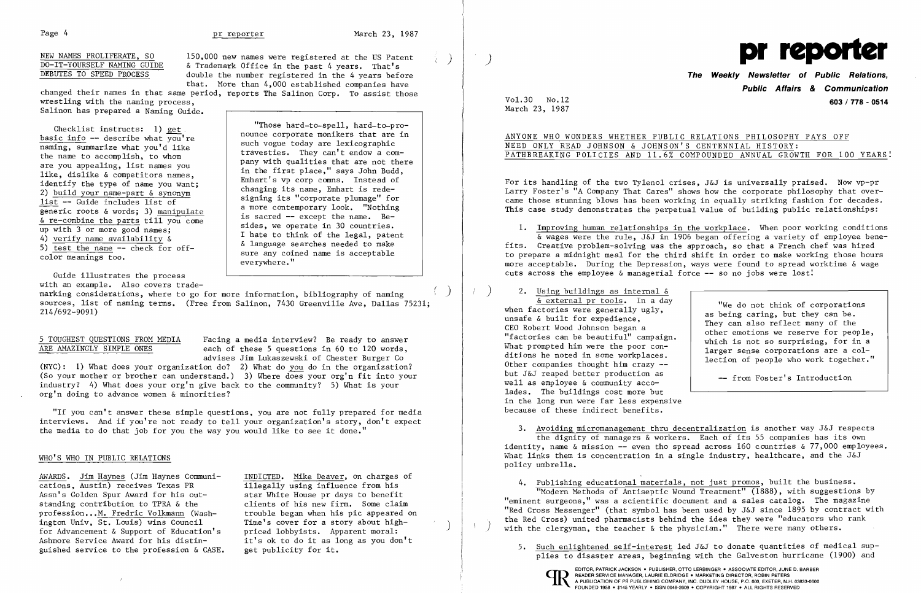NEW NAMES PROLIFERATE, SO DO-IT-YOURSELF NAMING GUIDE DEBUTES TO SPEED PROCESS

150,000 new names were registered at the US Patent & Trademark Office in the past 4 years. That's double the number registered in the 4 years before that. More than 4,000 established companies have changed their names in that same period, reports The Salinon Corp. To assist those wrestling with the naming process, Salinon has prepared a Naming Guide.

Checklist instructs: 1) get basic info -- describe what you're naming, summarize what you'd like the name to accomplish, to whom are you appealing, list names you like, dislike & competitors names, identify the type of name you want; 2) build your name-part & synonym list -- Guide includes list of generic roots & words; 3) manipulate & re-combine the parts till you come up with 3 or more good names; 4) verify name availability & 5) test the name -- check for off-color meanings too.

> "Those hard-to-spell, hard-to-pronounce corporate monikers that are in such vogue today are lexicographic travesties. They can't endow a company with qualities that are not there in the first place," says John Budd, Emhart's vp corp comns. Instead of changing its name, Emhart is redesigning its "corporate plumage" for a more contemporary look. "Nothing is sacred -- except the name. Besides, we operate in 30 countries. I hate to think of the legal, patent & language searches needed to make sure any coined name is acceptable everywhere."

Guide illustrates the process with an example. Also covers trademarking considerations, where to go for more information, bibliography of naming sources, list of naming terms. (Free from Salinon, 7430 Greenville Ave, Dallas 75231; 214/692-9091)

5 TOUGHEST QUESTIONS FROM MEDIA ARE AMAZINGLY SIMPLE ONES

Facing a media interview? Be ready to answer each of these 5 questions in 60 to 120 words, advises Jim Lukaszewski of Chester Burger Co (NYC): 1) What does your organization do? 2) What do *you* do in the organization? (So your mother or brother can understand.) 3) Where does your org'n fit into your industry? 4) What does your org'n give back to the community? 5) What is your org'n doing to advance women & minorities?

"If you can't answer these simple questions, you are not fully prepared for media interviews. And if you're not ready to tell your organization's story, don't expect the media to do that job for you the way you would like to see it done."

## WHO'S WHO IN PUBLIC RELATIONS

AWARDS. Jim Haynes (Jim Haynes Communications, Austin) receives Texas PR Ass'n's Golden Spur Award for his outstanding contribution to TPRA & the profession...M. Fredric Volkmann (Washington Univ, St. Louis) wins Council for Advancement & Support of Education's Ashmore Service Award for his distinguished service to the profession & CASE.

INDICTED. Mike Deaver, on charges of illegally using influence from his star White House pr days to benefit clients of his new firm. Some claim trouble began when his pic appeared on Time's cover for a story about high-priced lobbyists. Apparent moral: it's ok to do it as long as you don't get publicity for it.

# pr reporter

**The Weekly Newsletter of Public Relations, Public Affairs & Communication**

**603 / 778 - 0514**

Vol.30 No.12
March 23, 1987

## ANYONE WHO WONDERS WHETHER PUBLIC RELATIONS PHILOSOPHY PAYS OFF NEED ONLY READ JOHNSON & JOHNSON'S CENTENNIAL HISTORY: PATHBREAKING POLICIES AND 11.6% COMPOUNDED ANNUAL GROWTH FOR 100 YEARS!

For its handling of the two Tylenol crises, J&J is universally praised. Now vp-pr Larry Foster's "A Company That Cares" shows how the corporate philosophy that overcame those stunning blows has been working in equally striking fashion for decades. This case study demonstrates the perpetual value of building public relationships:

1. Improving human relationships in the workplace. When poor working conditions & wages were the rule, J&J in 1906 began offering a variety of employee benefits. Creative problem-solving was the approach, so that a French chef was hired to prepare a midnight meal for the third shift in order to make working those hours more acceptable. During the Depression, ways were found to spread worktime & wage cuts across the employee & managerial force -- so no jobs were lost!

2. Using buildings as internal & external pr tools. In a day when factories were generally ugly, unsafe & built for expedience, CEO Robert Wood Johnson began a "factories can be beautiful" campaign. What prompted him were the poor conditions he noted in some workplaces. Other companies thought him crazy -- but J&J reaped better production as well as employee & community accolades. The buildings cost more but in the long run were far less expensive because of these indirect benefits.

> "We do not think of corporations as being caring, but they can be. They can also reflect many of the other emotions we reserve for people, which is not so surprising, for in a larger sense corporations are a collection of people who work together."
>
> -- from Foster's Introduction

3. Avoiding micromanagement thru decentralization is another way J&J respects the dignity of managers & workers. Each of its 55 companies has its own identity, name & mission -- even tho spread across 160 countries & 77,000 employees. What links them is concentration in a single industry, healthcare, and the J&J policy umbrella.

4. Publishing educational materials, not just promos, built the business. "Modern Methods of Antiseptic Wound Treatment" (1888), with suggestions by "eminent surgeons," was a scientific document and a sales catalog. The magazine "Red Cross Messenger" (that symbol has been used by J&J since 1895 by contract with the Red Cross) united pharmacists behind the idea they were "educators who rank with the clergyman, the teacher & the physician." There were many others.

5. Such enlightened self-interest led J&J to donate quantities of medical supplies to disaster areas, beginning with the Galveston hurricane (1900) and

EDITOR, PATRICK JACKSON • PUBLISHER, OTTO LERBINGER • ASSOCIATE EDITOR, JUNE D. BARBER
READER SERVICE MANAGER, LAURIE ELDRIDGE • MARKETING DIRECTOR, ROBIN PETERS
A PUBLICATION OF PR PUBLISHING COMPANY, INC. DUDLEY HOUSE, P.O. 600, EXETER, N.H. 03833-0600
FOUNDED 1958 • $145 YEARLY • ISSN 0048-2609 • COPYRIGHT 1987 • ALL RIGHTS RESERVED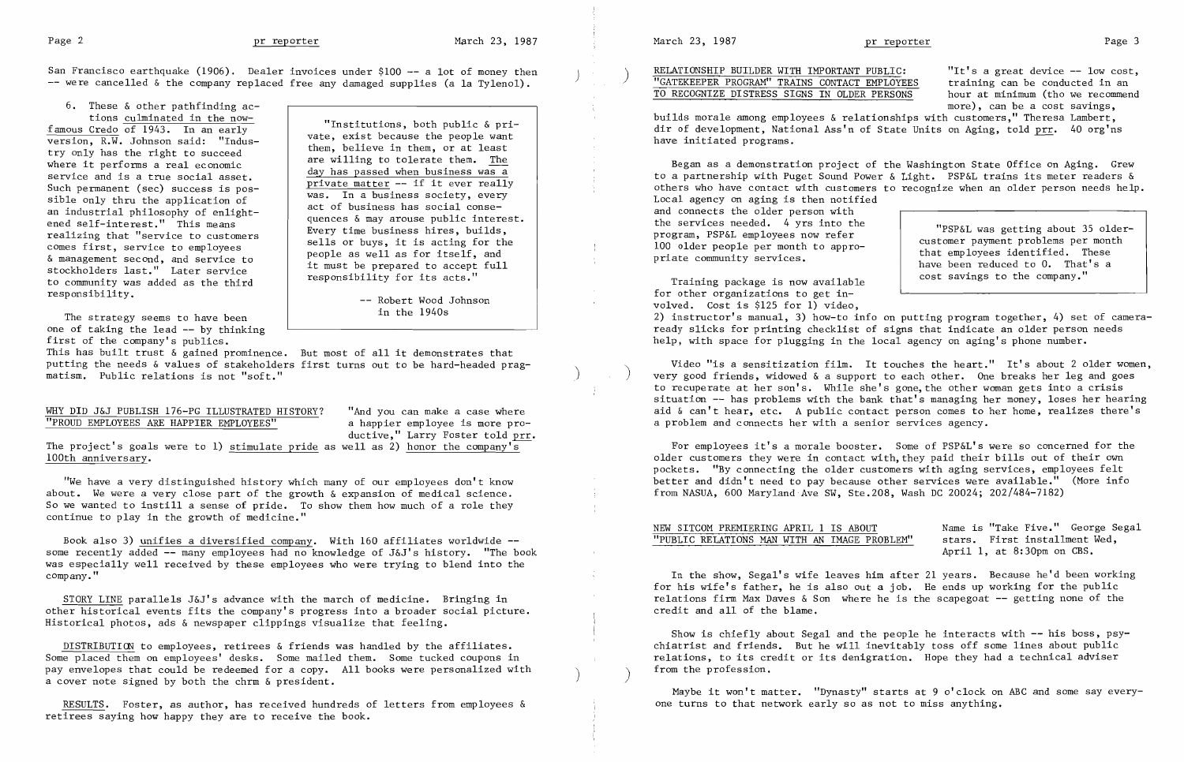San Francisco earthquake (1906). Dealer invoices under $100 -- a lot of money then -- were cancelled & the company replaced free any damaged supplies (a la Tylenol).

6. These & other pathfinding actions culminated in the now-famous Credo of 1943. In an early version, R.W. Johnson said: "Industry only has the right to succeed where it performs a real economic service and is a true social asset. Such permanent (sec) success is possible only thru the application of an industrial philosophy of enlightened self-interest." This means realizing that "service to customers comes first, service to employees & management second, and service to stockholders last." Later service to community was added as the third responsibility.

> "Institutions, both public & private, exist because the people want them, believe in them, or at least are willing to tolerate them. The day has passed when business was a private matter -- if it ever really was. In a business society, every act of business has social consequences & may arouse public interest. Every time business hires, builds, sells or buys, it is acting for the people as well as for itself, and it must be prepared to accept full responsibility for its acts."
>
> -- Robert Wood Johnson in the 1940s

The strategy seems to have been one of taking the lead -- by thinking first of the company's publics. This has built trust & gained prominence. But most of all it demonstrates that putting the needs & values of stakeholders first turns out to be hard-headed pragmatism. Public relations is not "soft."

## WHY DID J&J PUBLISH 176-PG ILLUSTRATED HISTORY? "PROUD EMPLOYEES ARE HAPPIER EMPLOYEES"

"And you can make a case where a happier employee is more productive," Larry Foster told prr. The project's goals were to 1) stimulate pride as well as 2) honor the company's 100th anniversary.

"We have a very distinguished history which many of our employees don't know about. We were a very close part of the growth & expansion of medical science. So we wanted to instill a sense of pride. To show them how much of a role they continue to play in the growth of medicine."

Book also 3) unifies a diversified company. With 160 affiliates worldwide -- some recently added -- many employees had no knowledge of J&J's history. "The book was especially well received by these employees who were trying to blend into the company."

STORY LINE parallels J&J's advance with the march of medicine. Bringing in other historical events fits the company's progress into a broader social picture. Historical photos, ads & newspaper clippings visualize that feeling.

DISTRIBUTION to employees, retirees & friends was handled by the affiliates. Some placed them on employees' desks. Some mailed them. Some tucked coupons in pay envelopes that could be redeemed for a copy. All books were personalized with a cover note signed by both the chrm & president.

RESULTS. Foster, as author, has received hundreds of letters from employees & retirees saying how happy they are to receive the book.

## RELATIONSHIP BUILDER WITH IMPORTANT PUBLIC: "GATEKEEPER PROGRAM" TRAINS CONTACT EMPLOYEES TO RECOGNIZE DISTRESS SIGNS IN OLDER PERSONS

"It's a great device -- low cost, training can be conducted in an hour at minimum (tho we recommend more), can be a cost savings, builds morale among employees & relationships with customers," Theresa Lambert, dir of development, National Ass'n of State Units on Aging, told prr. 40 org'ns have initiated programs.

Began as a demonstration project of the Washington State Office on Aging. Grew to a partnership with Puget Sound Power & Light. PSP&L trains its meter readers & others who have contact with customers to recognize when an older person needs help. Local agency on aging is then notified and connects the older person with the services needed. 4 yrs into the program, PSP&L employees now refer 100 older people per month to appropriate community services.

> "PSP&L was getting about 35 older-customer payment problems per month that employees identified. These have been reduced to 0. That's a cost savings to the company."

Training package is now available for other organizations to get involved. Cost is $125 for 1) video, 2) instructor's manual, 3) how-to info on putting program together, 4) set of camera-ready slicks for printing checklist of signs that indicate an older person needs help, with space for plugging in the local agency on aging's phone number.

Video "is a sensitization film. It touches the heart." It's about 2 older women, very good friends, widowed & a support to each other. One breaks her leg and goes to recuperate at her son's. While she's gone, the other woman gets into a crisis situation -- has problems with the bank that's managing her money, loses her hearing aid & can't hear, etc. A public contact person comes to her home, realizes there's a problem and connects her with a senior services agency.

For employees it's a morale booster. Some of PSP&L's were so concerned for the older customers they were in contact with, they paid their bills out of their own pockets. "By connecting the older customers with aging services, employees felt better and didn't need to pay because other services were available." (More info from NASUA, 600 Maryland Ave SW, Ste.208, Wash DC 20024; 202/484-7182)

## NEW SITCOM PREMIERING APRIL 1 IS ABOUT "PUBLIC RELATIONS MAN WITH AN IMAGE PROBLEM"

Name is "Take Five." George Segal stars. First installment Wed, April 1, at 8:30pm on CBS.

In the show, Segal's wife leaves him after 21 years. Because he'd been working for his wife's father, he is also out a job. He ends up working for the public relations firm Max Daves & Son where he is the scapegoat -- getting none of the credit and all of the blame.

Show is chiefly about Segal and the people he interacts with -- his boss, psychiatrist and friends. But he will inevitably toss off some lines about public relations, to its credit or its denigration. Hope they had a technical adviser from the profession.

Maybe it won't matter. "Dynasty" starts at 9 o'clock on ABC and some say everyone turns to that network early so as not to miss anything.